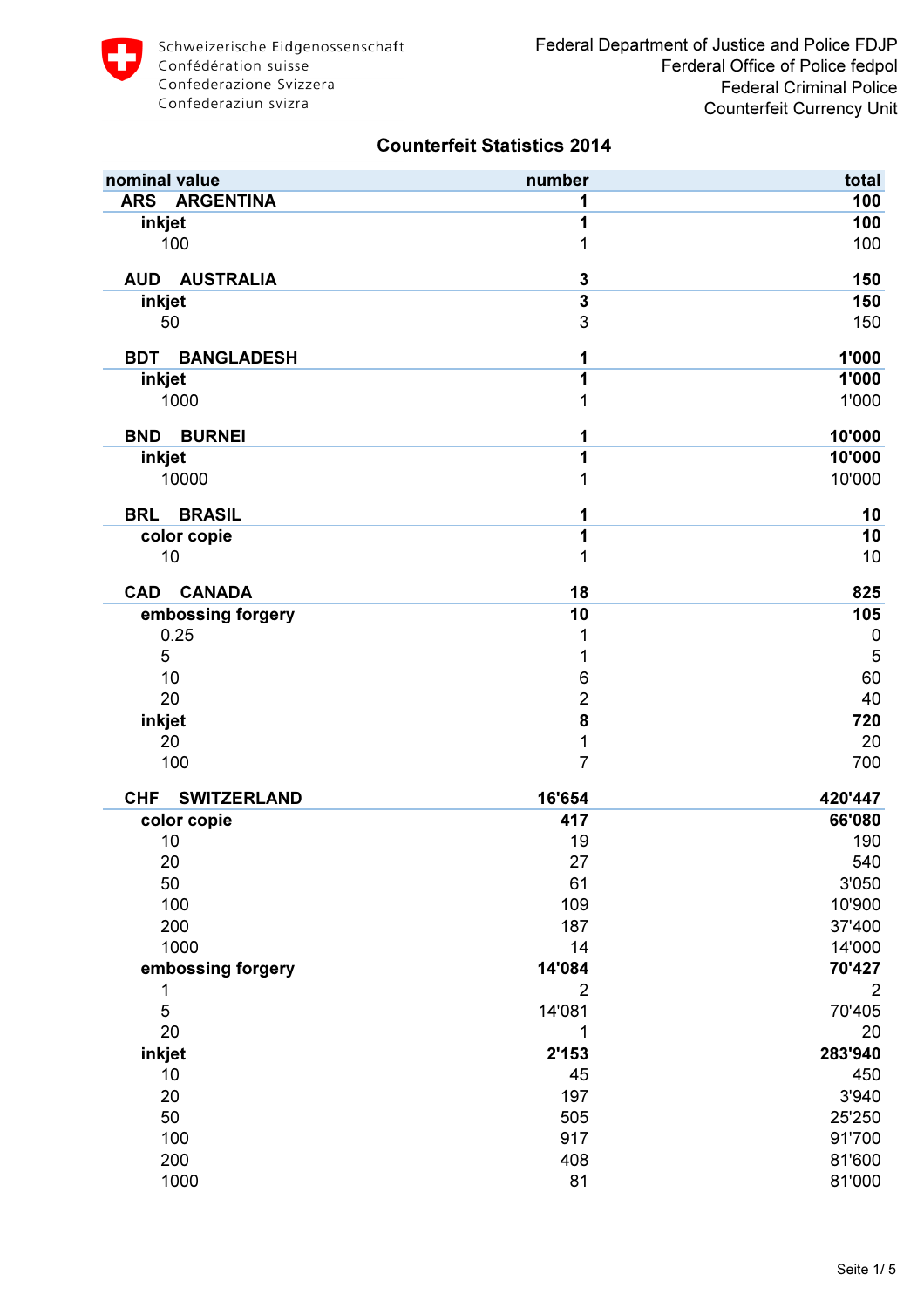Schweizerische Eidgenossenschaft
Confédération suisse
Confederazione Svizzera
Confederaziun svizra

Federal Department of Justice and Police FDJP
Ferderal Office of Police fedpol
Federal Criminal Police
Counterfeit Currency Unit

# Counterfeit Statistics 2014

| nominal value | number | total |
|---|---|---|
| **ARS ARGENTINA** | **1** | **100** |
| **inkjet** | **1** | **100** |
| 100 | 1 | 100 |
| **AUD AUSTRALIA** | **3** | **150** |
| **inkjet** | **3** | **150** |
| 50 | 3 | 150 |
| **BDT BANGLADESH** | **1** | **1'000** |
| **inkjet** | **1** | **1'000** |
| 1000 | 1 | 1'000 |
| **BND BURNEI** | **1** | **10'000** |
| **inkjet** | **1** | **10'000** |
| 10000 | 1 | 10'000 |
| **BRL BRASIL** | **1** | **10** |
| **color copie** | **1** | **10** |
| 10 | 1 | 10 |
| **CAD CANADA** | **18** | **825** |
| **embossing forgery** | **10** | **105** |
| 0.25 | 1 | 0 |
| 5 | 1 | 5 |
| 10 | 6 | 60 |
| 20 | 2 | 40 |
| **inkjet** | **8** | **720** |
| 20 | 1 | 20 |
| 100 | 7 | 700 |
| **CHF SWITZERLAND** | **16'654** | **420'447** |
| **color copie** | **417** | **66'080** |
| 10 | 19 | 190 |
| 20 | 27 | 540 |
| 50 | 61 | 3'050 |
| 100 | 109 | 10'900 |
| 200 | 187 | 37'400 |
| 1000 | 14 | 14'000 |
| **embossing forgery** | **14'084** | **70'427** |
| 1 | 2 | 2 |
| 5 | 14'081 | 70'405 |
| 20 | 1 | 20 |
| **inkjet** | **2'153** | **283'940** |
| 10 | 45 | 450 |
| 20 | 197 | 3'940 |
| 50 | 505 | 25'250 |
| 100 | 917 | 91'700 |
| 200 | 408 | 81'600 |
| 1000 | 81 | 81'000 |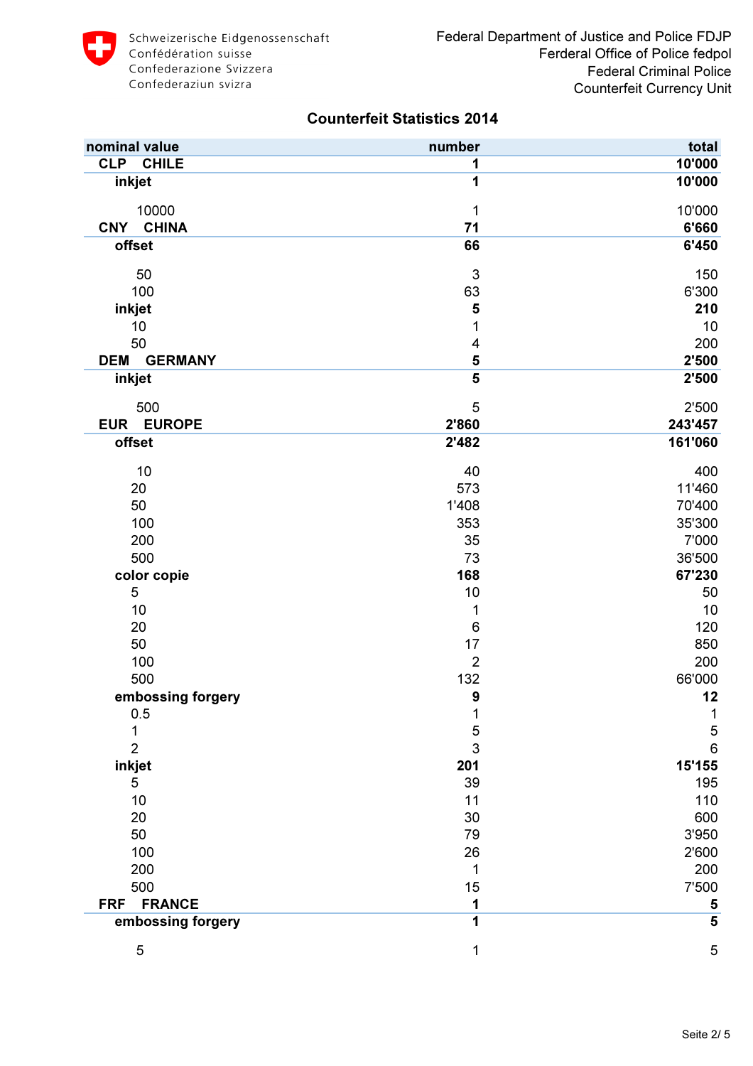Schweizerische Eidgenossenschaft
Confédération suisse
Confederazione Svizzera
Confederaziun svizra

Federal Department of Justice and Police FDJP
Ferderal Office of Police fedpol
Federal Criminal Police
Counterfeit Currency Unit

## Counterfeit Statistics 2014

| nominal value | number | total |
|---|---|---|
| **CLP CHILE** | **1** | **10'000** |
| **inkjet** | **1** | **10'000** |
| 10000 | 1 | 10'000 |
| **CNY CHINA** | **71** | **6'660** |
| **offset** | **66** | **6'450** |
| 50 | 3 | 150 |
| 100 | 63 | 6'300 |
| **inkjet** | **5** | **210** |
| 10 | 1 | 10 |
| 50 | 4 | 200 |
| **DEM GERMANY** | **5** | **2'500** |
| **inkjet** | **5** | **2'500** |
| 500 | 5 | 2'500 |
| **EUR EUROPE** | **2'860** | **243'457** |
| **offset** | **2'482** | **161'060** |
| 10 | 40 | 400 |
| 20 | 573 | 11'460 |
| 50 | 1'408 | 70'400 |
| 100 | 353 | 35'300 |
| 200 | 35 | 7'000 |
| 500 | 73 | 36'500 |
| **color copie** | **168** | **67'230** |
| 5 | 10 | 50 |
| 10 | 1 | 10 |
| 20 | 6 | 120 |
| 50 | 17 | 850 |
| 100 | 2 | 200 |
| 500 | 132 | 66'000 |
| **embossing forgery** | **9** | **12** |
| 0.5 | 1 | 1 |
| 1 | 5 | 5 |
| 2 | 3 | 6 |
| **inkjet** | **201** | **15'155** |
| 5 | 39 | 195 |
| 10 | 11 | 110 |
| 20 | 30 | 600 |
| 50 | 79 | 3'950 |
| 100 | 26 | 2'600 |
| 200 | 1 | 200 |
| 500 | 15 | 7'500 |
| **FRF FRANCE** | **1** | **5** |
| **embossing forgery** | **1** | **5** |
| 5 | 1 | 5 |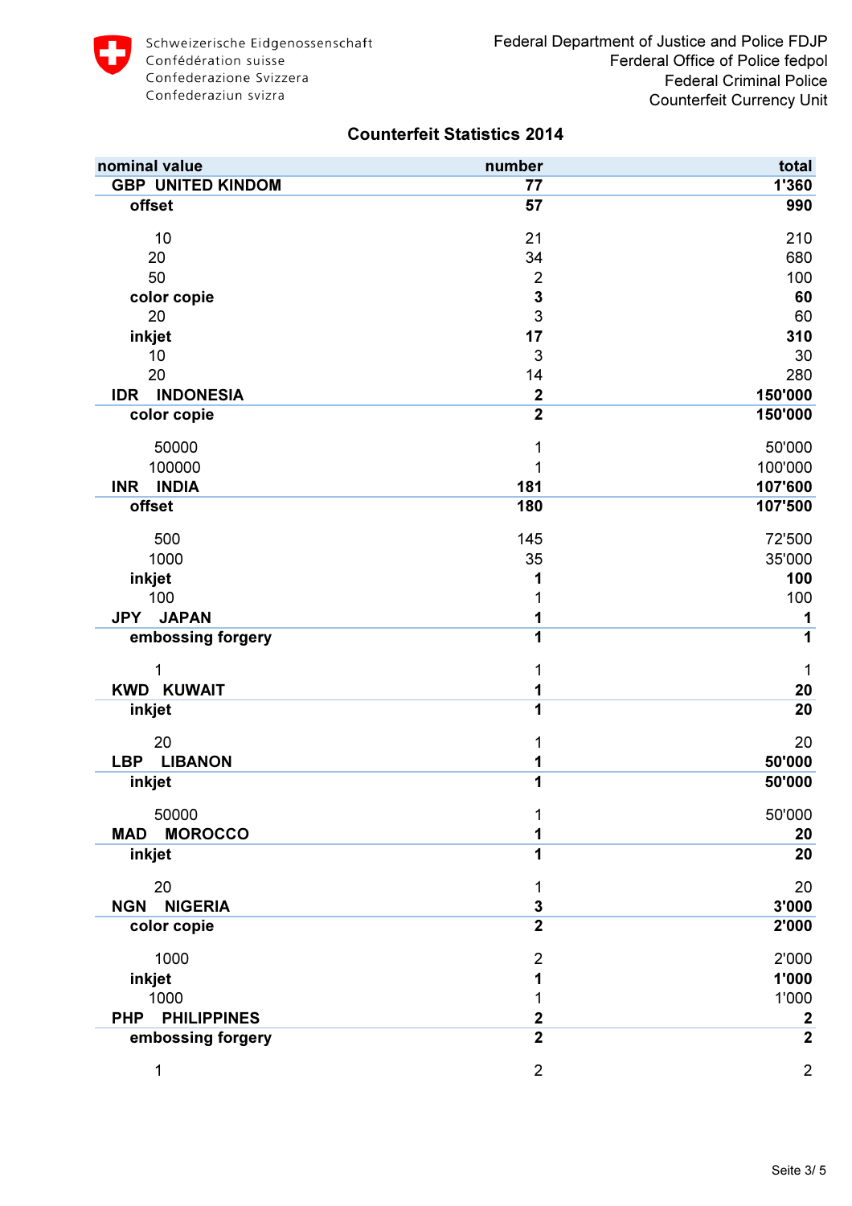Schweizerische Eidgenossenschaft
Confédération suisse
Confederazione Svizzera
Confederaziun svizra

Federal Department of Justice and Police FDJP
Ferderal Office of Police fedpol
Federal Criminal Police
Counterfeit Currency Unit

## Counterfeit Statistics 2014

| nominal value | number | total |
|---|---|---|
| **GBP UNITED KINDOM** | **77** | **1'360** |
| **offset** | **57** | **990** |
| 10 | 21 | 210 |
| 20 | 34 | 680 |
| 50 | 2 | 100 |
| **color copie** | **3** | **60** |
| 20 | 3 | 60 |
| **inkjet** | **17** | **310** |
| 10 | 3 | 30 |
| 20 | 14 | 280 |
| **IDR INDONESIA** | **2** | **150'000** |
| **color copie** | **2** | **150'000** |
| 50000 | 1 | 50'000 |
| 100000 | 1 | 100'000 |
| **INR INDIA** | **181** | **107'600** |
| **offset** | **180** | **107'500** |
| 500 | 145 | 72'500 |
| 1000 | 35 | 35'000 |
| **inkjet** | **1** | **100** |
| 100 | 1 | 100 |
| **JPY JAPAN** | **1** | **1** |
| **embossing forgery** | **1** | **1** |
| 1 | 1 | 1 |
| **KWD KUWAIT** | **1** | **20** |
| **inkjet** | **1** | **20** |
| 20 | 1 | 20 |
| **LBP LIBANON** | **1** | **50'000** |
| **inkjet** | **1** | **50'000** |
| 50000 | 1 | 50'000 |
| **MAD MOROCCO** | **1** | **20** |
| **inkjet** | **1** | **20** |
| 20 | 1 | 20 |
| **NGN NIGERIA** | **3** | **3'000** |
| **color copie** | **2** | **2'000** |
| 1000 | 2 | 2'000 |
| **inkjet** | **1** | **1'000** |
| 1000 | 1 | 1'000 |
| **PHP PHILIPPINES** | **2** | **2** |
| **embossing forgery** | **2** | **2** |
| 1 | 2 | 2 |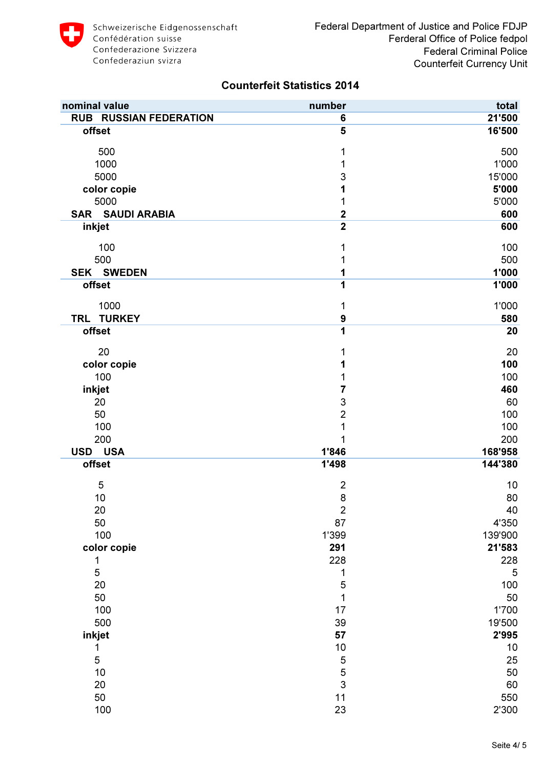## Counterfeit Statistics 2014

| nominal value | number | total |
|---|---|---|
| **RUB RUSSIAN FEDERATION** | **6** | **21'500** |
| **offset** | **5** | **16'500** |
| 500 | 1 | 500 |
| 1000 | 1 | 1'000 |
| 5000 | 3 | 15'000 |
| **color copie** | **1** | **5'000** |
| 5000 | 1 | 5'000 |
| **SAR SAUDI ARABIA** | **2** | **600** |
| **inkjet** | **2** | **600** |
| 100 | 1 | 100 |
| 500 | 1 | 500 |
| **SEK SWEDEN** | **1** | **1'000** |
| **offset** | **1** | **1'000** |
| 1000 | 1 | 1'000 |
| **TRL TURKEY** | **9** | **580** |
| **offset** | **1** | **20** |
| 20 | 1 | 20 |
| **color copie** | **1** | **100** |
| 100 | 1 | 100 |
| **inkjet** | **7** | **460** |
| 20 | 3 | 60 |
| 50 | 2 | 100 |
| 100 | 1 | 100 |
| 200 | 1 | 200 |
| **USD USA** | **1'846** | **168'958** |
| **offset** | **1'498** | **144'380** |
| 5 | 2 | 10 |
| 10 | 8 | 80 |
| 20 | 2 | 40 |
| 50 | 87 | 4'350 |
| 100 | 1'399 | 139'900 |
| **color copie** | **291** | **21'583** |
| 1 | 228 | 228 |
| 5 | 1 | 5 |
| 20 | 5 | 100 |
| 50 | 1 | 50 |
| 100 | 17 | 1'700 |
| 500 | 39 | 19'500 |
| **inkjet** | **57** | **2'995** |
| 1 | 10 | 10 |
| 5 | 5 | 25 |
| 10 | 5 | 50 |
| 20 | 3 | 60 |
| 50 | 11 | 550 |
| 100 | 23 | 2'300 |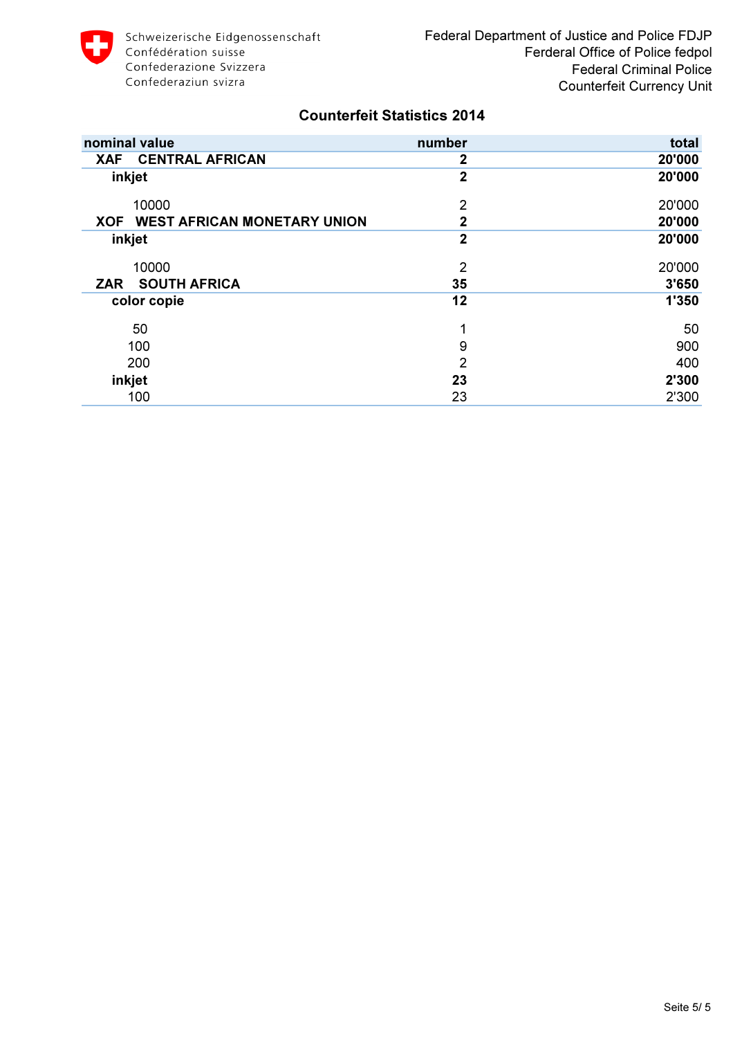Schweizerische Eidgenossenschaft
Confédération suisse
Confederazione Svizzera
Confederaziun svizra

Federal Department of Justice and Police FDJP
Ferderal Office of Police fedpol
Federal Criminal Police
Counterfeit Currency Unit

## Counterfeit Statistics 2014

| nominal value | number | total |
|---|---|---|
| **XAF CENTRAL AFRICAN** | **2** | **20'000** |
| **inkjet** | **2** | **20'000** |
| 10000 | 2 | 20'000 |
| **XOF WEST AFRICAN MONETARY UNION** | **2** | **20'000** |
| **inkjet** | **2** | **20'000** |
| 10000 | 2 | 20'000 |
| **ZAR SOUTH AFRICA** | **35** | **3'650** |
| **color copie** | **12** | **1'350** |
| 50 | 1 | 50 |
| 100 | 9 | 900 |
| 200 | 2 | 400 |
| **inkjet** | **23** | **2'300** |
| 100 | 23 | 2'300 |